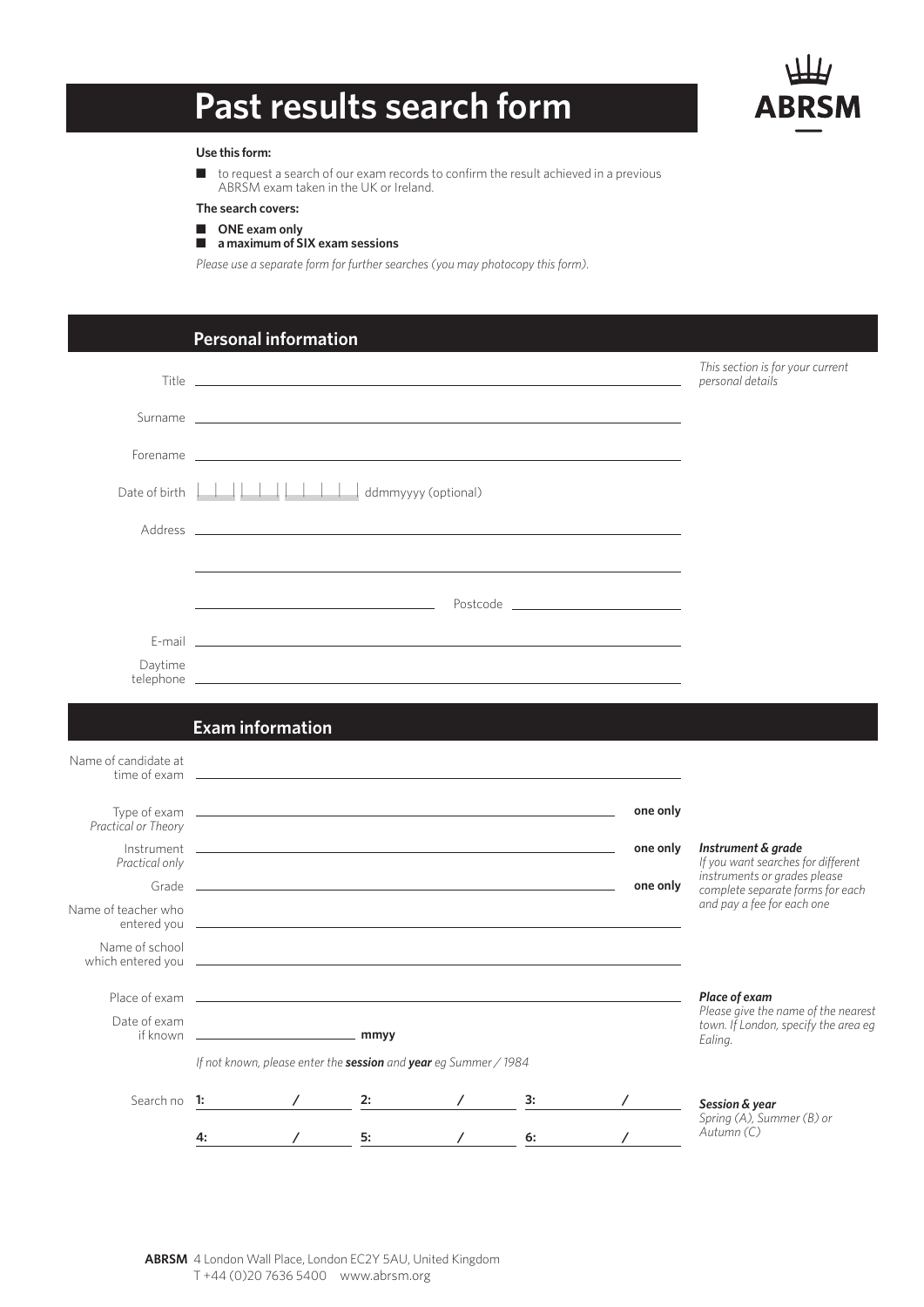# Past results search form

ABRSM

**Use this form:**

- to request a search of our exam records to confirm the result achieved in a previous ABRSM exam taken in the UK or Ireland.

**The search covers:**

- **ONE exam only**
- **a maximum of SIX exam sessions**

*Please use a separate form for further searches (you may photocopy this form).*

## Personal information

*This section is for your current personal details*

Title ______________________________

Surname ______________________________

Forename ______________________________

Date of birth |__|__| |__|__| |__|__|__|__| ddmmyyyy (optional)

Address ______________________________

______________________________

______________________________ Postcode ______________

E-mail ______________________________

Daytime telephone ______________________________

## Exam information

Name of candidate at time of exam ______________________________

Type of exam *Practical or Theory* ______________________________ **one only**

Instrument *Practical only* ______________________________ **one only**

Grade ______________________________ **one only**

***Instrument & grade***
*If you want searches for different instruments or grades please complete separate forms for each and pay a fee for each one*

Name of teacher who entered you ______________________________

Name of school which entered you ______________________________

Place of exam ______________________________

Date of exam if known ______________ **mmyy**

***Place of exam***
*Please give the name of the nearest town. If London, specify the area eg Ealing.*

*If not known, please enter the* ***session*** *and* ***year*** *eg Summer / 1984*

| Search no | | | |
|---|---|---|---|
| | **1:** ______ / ______ | **2:** ______ / ______ | **3:** ______ / ______ |
| | **4:** ______ / ______ | **5:** ______ / ______ | **6:** ______ / ______ |

***Session & year***
*Spring (A), Summer (B) or Autumn (C)*

**ABRSM** 4 London Wall Place, London EC2Y 5AU, United Kingdom
T +44 (0)20 7636 5400 www.abrsm.org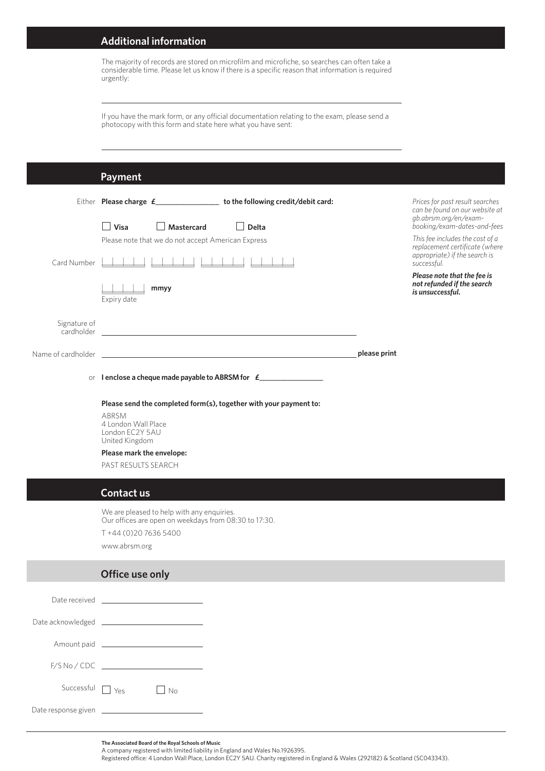## Additional information

The majority of records are stored on microfilm and microfiche, so searches can often take a considerable time. Please let us know if there is a specific reason that information is required urgently:

_______________________________________________

If you have the mark form, or any official documentation relating to the exam, please send a photocopy with this form and state here what you have sent:

_______________________________________________

## Payment

Either **Please charge £\_\_\_\_\_\_\_\_\_\_\_\_\_\_ to the following credit/debit card:**

☐ **Visa** ☐ **Mastercard** ☐ **Delta**

Please note that we do not accept American Express

Card Number

**mmyy**
Expiry date

Signature of cardholder _______________________________________________

Name of cardholder _______________________________________________ **please print**

or **I enclose a cheque made payable to ABRSM for £\_\_\_\_\_\_\_\_\_\_\_\_\_\_**

*Prices for past result searches can be found on our website at gb.abrsm.org/en/exam-booking/exam-dates-and-fees*

*This fee includes the cost of a replacement certificate (where appropriate) if the search is successful.*

***Please note that the fee is not refunded if the search is unsuccessful.***

**Please send the completed form(s), together with your payment to:**

ABRSM
4 London Wall Place
London EC2Y 5AU
United Kingdom

**Please mark the envelope:**

PAST RESULTS SEARCH

## Contact us

We are pleased to help with any enquiries.
Our offices are open on weekdays from 08:30 to 17:30.

T +44 (0)20 7636 5400

www.abrsm.org

## Office use only

Date received ______________________

Date acknowledged ______________________

Amount paid ______________________

F/S No / CDC ______________________

Successful ☐ Yes ☐ No

Date response given ______________________

**The Associated Board of the Royal Schools of Music**
A company registered with limited liability in England and Wales No.1926395.
Registered office: 4 London Wall Place, London EC2Y 5AU. Charity registered in England & Wales (292182) & Scotland (SC043343).